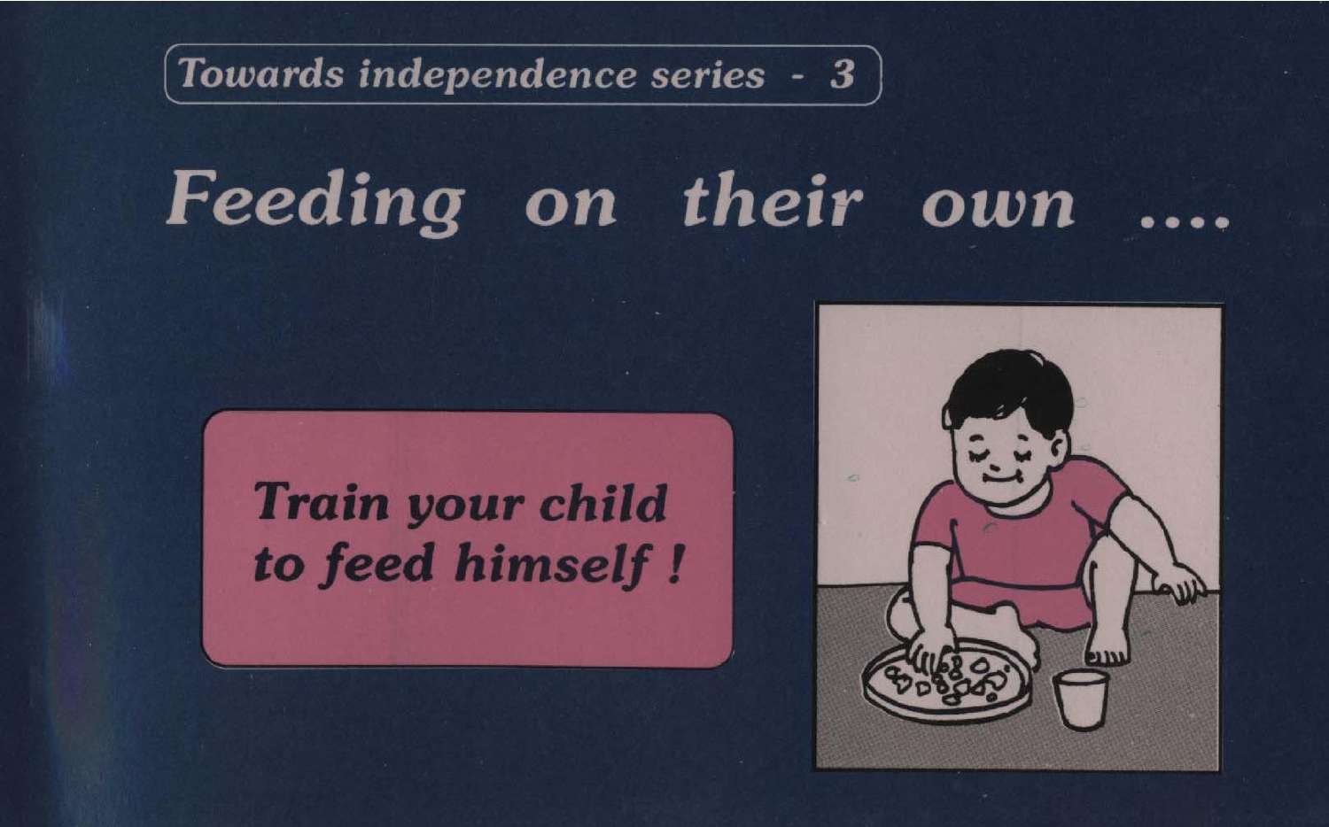*Towards independence series - 3*

# *Feeding on their own ....*

***Train your child to feed himself !***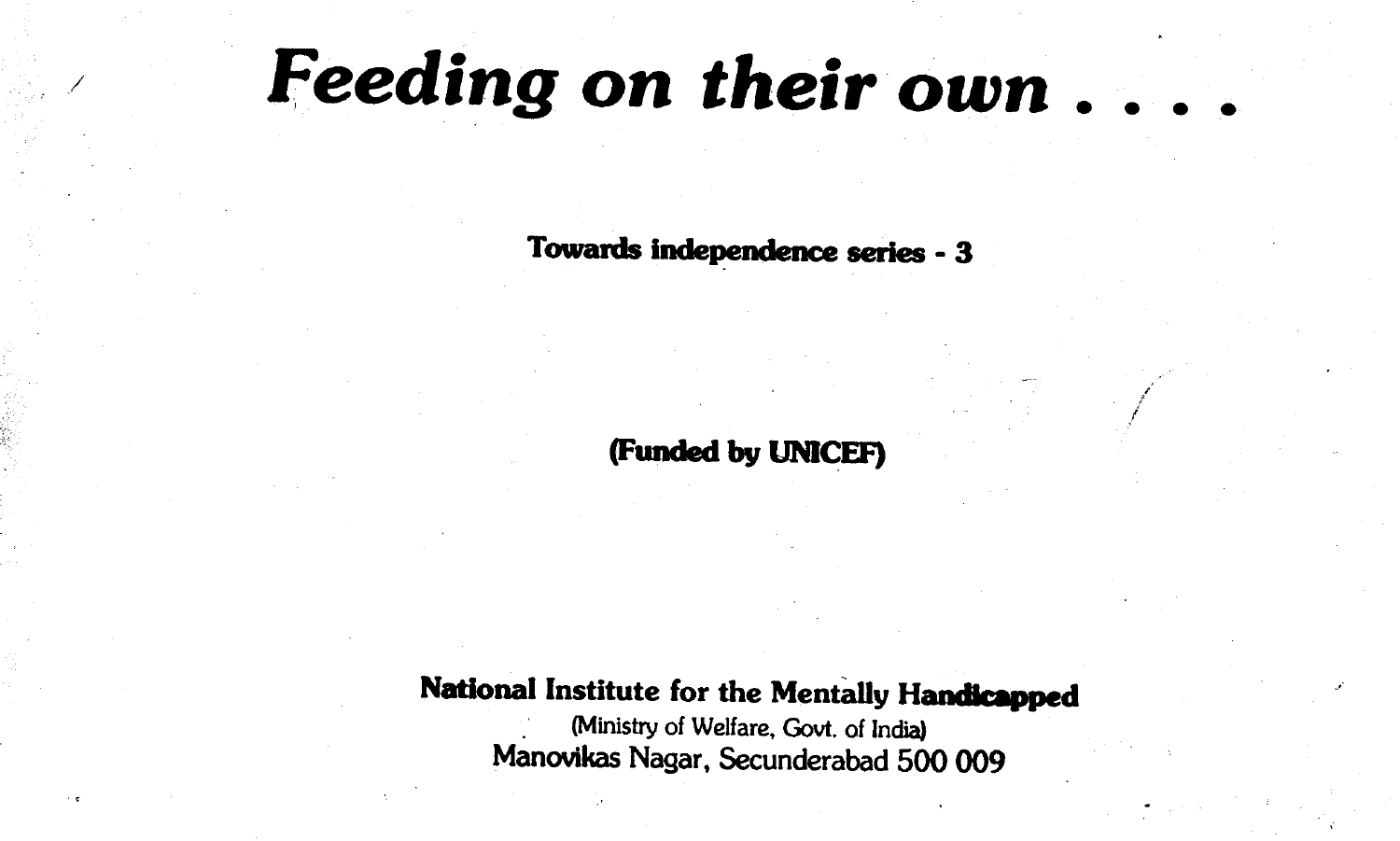# *Feeding on their own . . . .*

**Towards independence series - 3**

**(Funded by UNICEF)**

**National Institute for the Mentally Handicapped**

(Ministry of Welfare, Govt. of India)

Manovikas Nagar, Secunderabad 500 009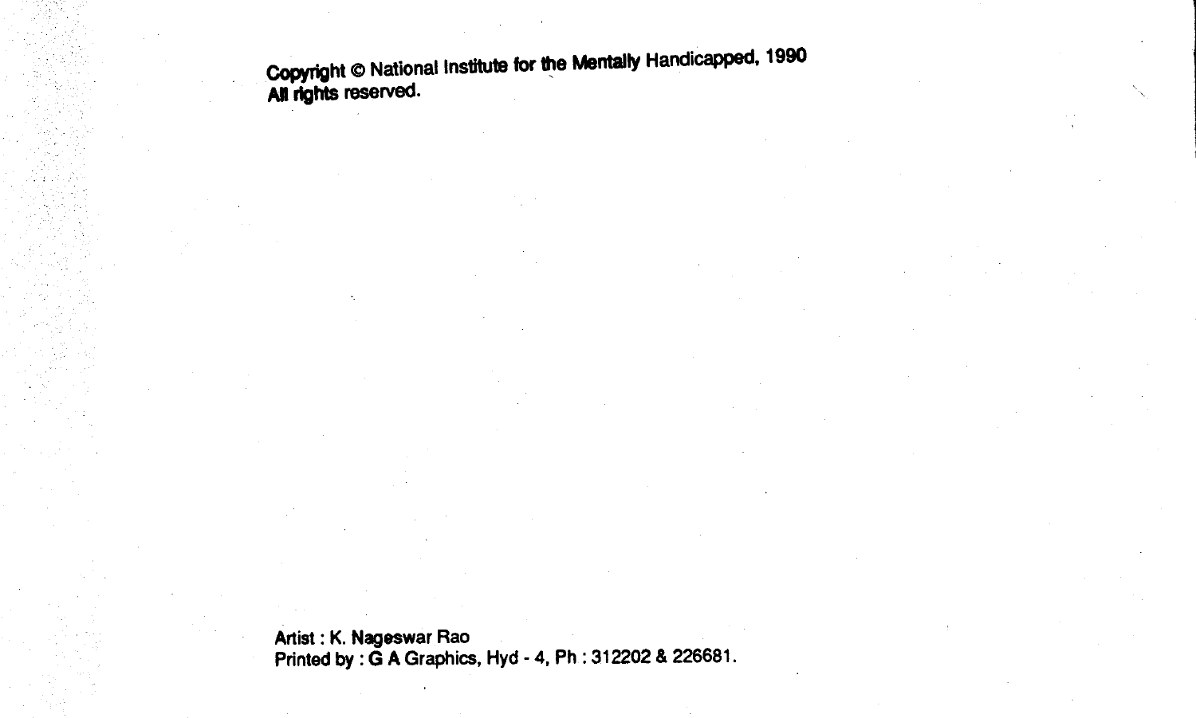Copyright © National Institute for the Mentally Handicapped, 1990
All rights reserved.

Artist : K. Nageswar Rao
Printed by : G A Graphics, Hyd - 4, Ph : 312202 & 226681.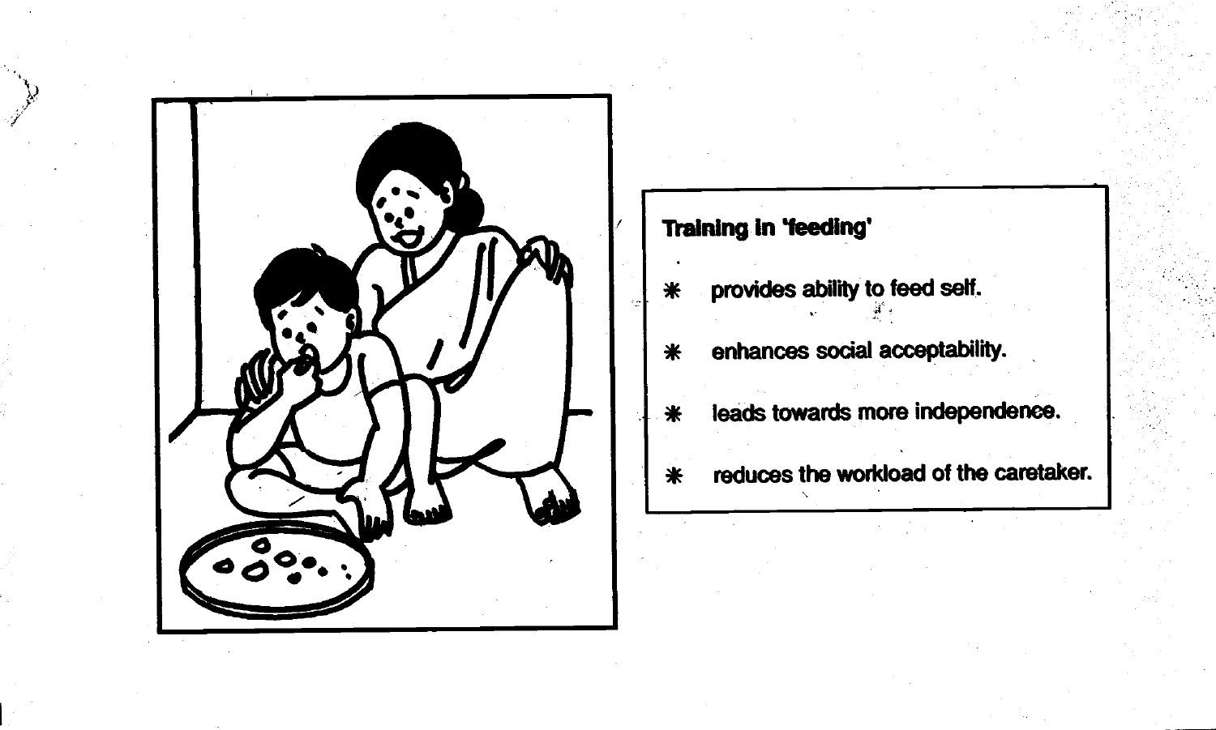**Training in 'feeding'**

- provides ability to feed self.
- enhances social acceptability.
- leads towards more independence.
- reduces the workload of the caretaker.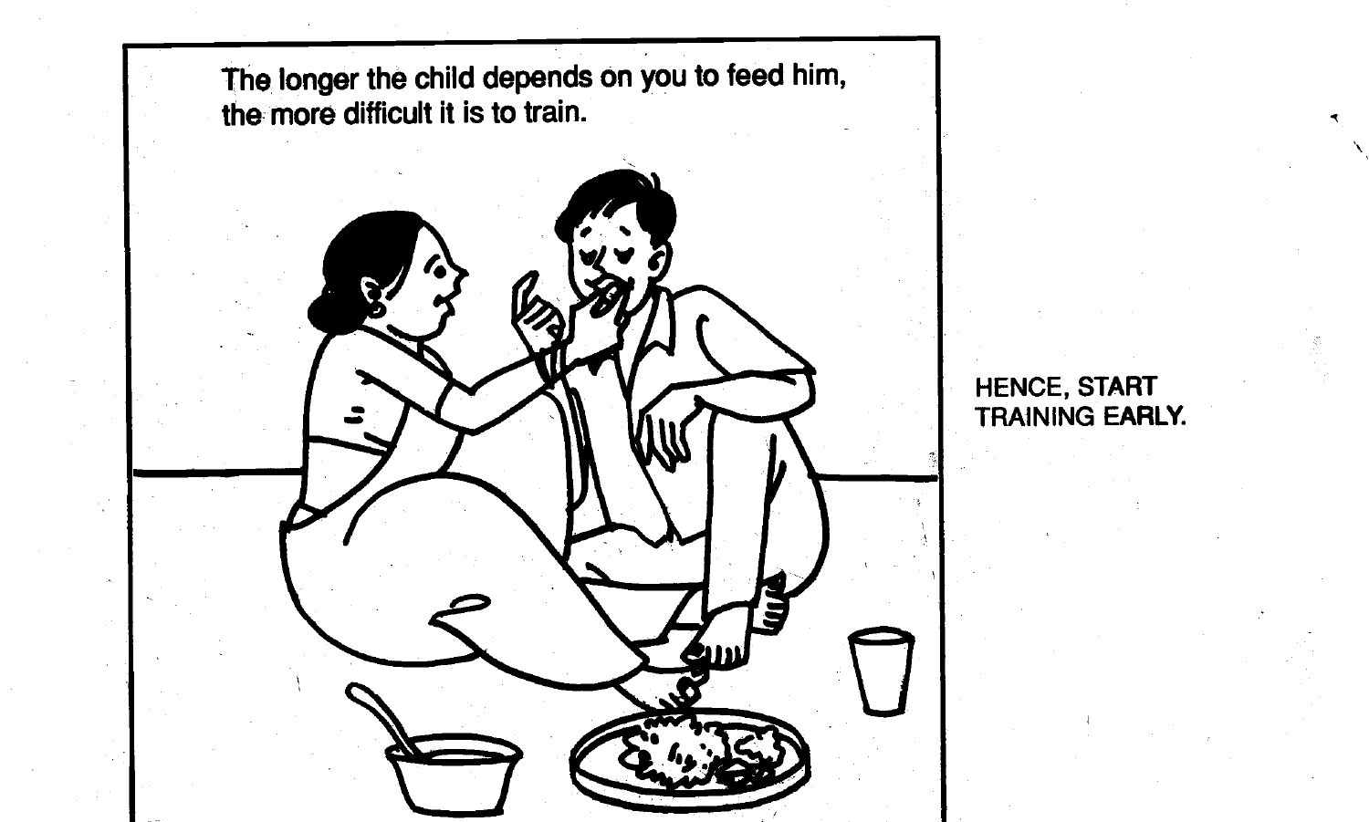The longer the child depends on you to feed him, the more difficult it is to train.

HENCE, START TRAINING EARLY.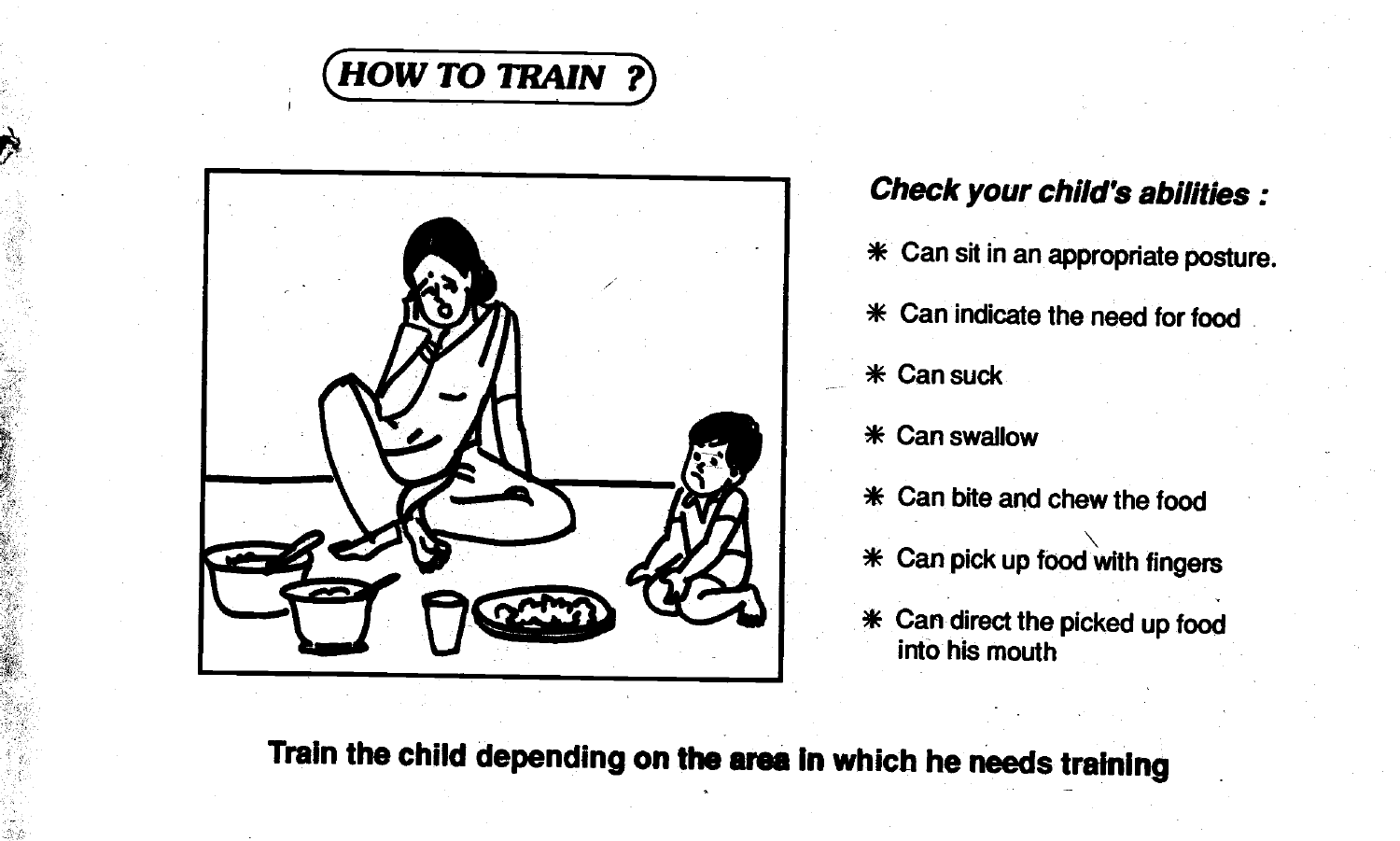# HOW TO TRAIN ?

***Check your child's abilities :***

* Can sit in an appropriate posture.
* Can indicate the need for food
* Can suck
* Can swallow
* Can bite and chew the food
* Can pick up food with fingers
* Can direct the picked up food into his mouth

**Train the child depending on the area in which he needs training**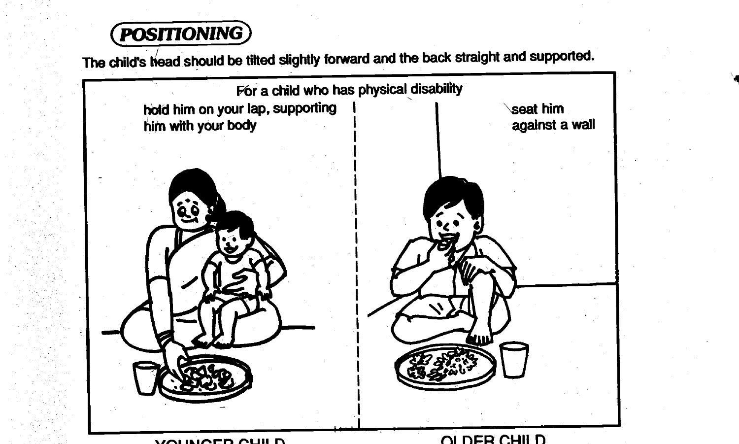## POSITIONING

The child's head should be tilted slightly forward and the back straight and supported.

For a child who has physical disability

hold him on your lap, supporting him with your body

seat him against a wall

YOUNGER CHILD

OLDER CHILD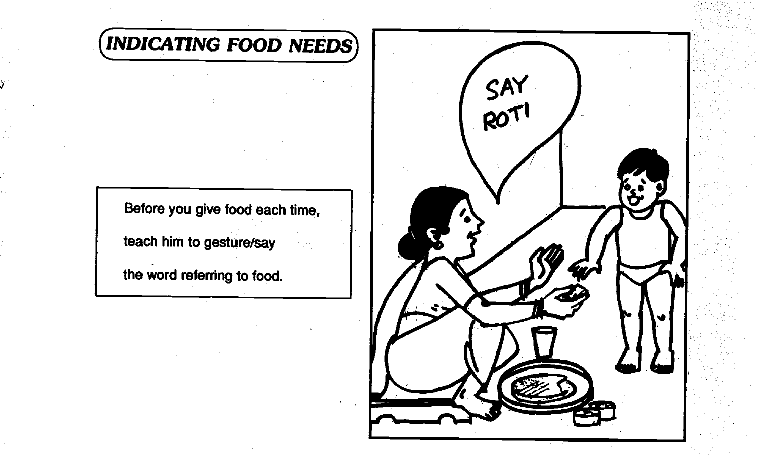# INDICATING FOOD NEEDS

Before you give food each time,

teach him to gesture/say

the word referring to food.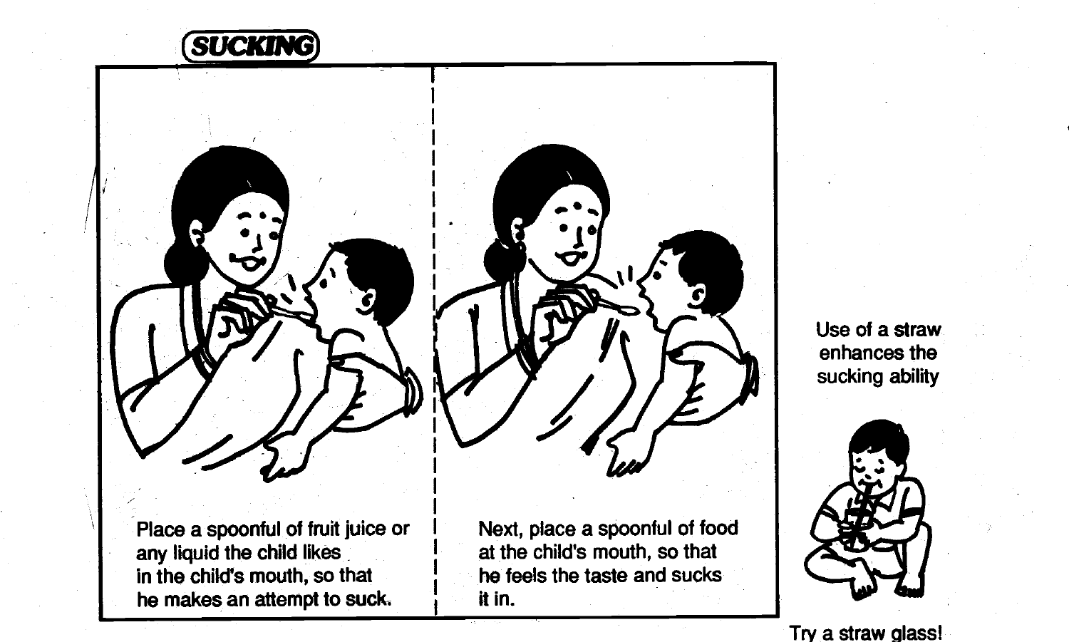## SUCKING

Place a spoonful of fruit juice or any liquid the child likes in the child's mouth, so that he makes an attempt to suck.

Next, place a spoonful of food at the child's mouth, so that he feels the taste and sucks it in.

Use of a straw enhances the sucking ability

Try a straw glass!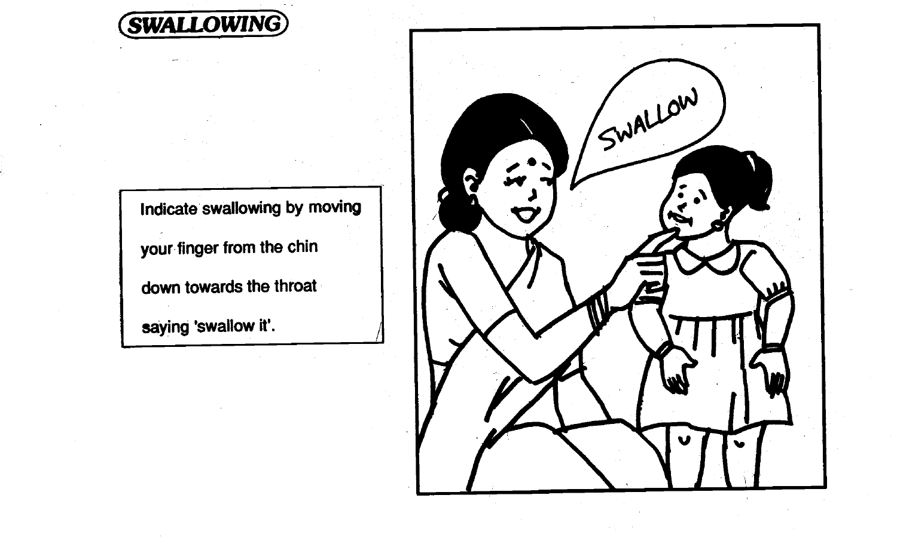## SWALLOWING

Indicate swallowing by moving your finger from the chin down towards the throat saying 'swallow it'.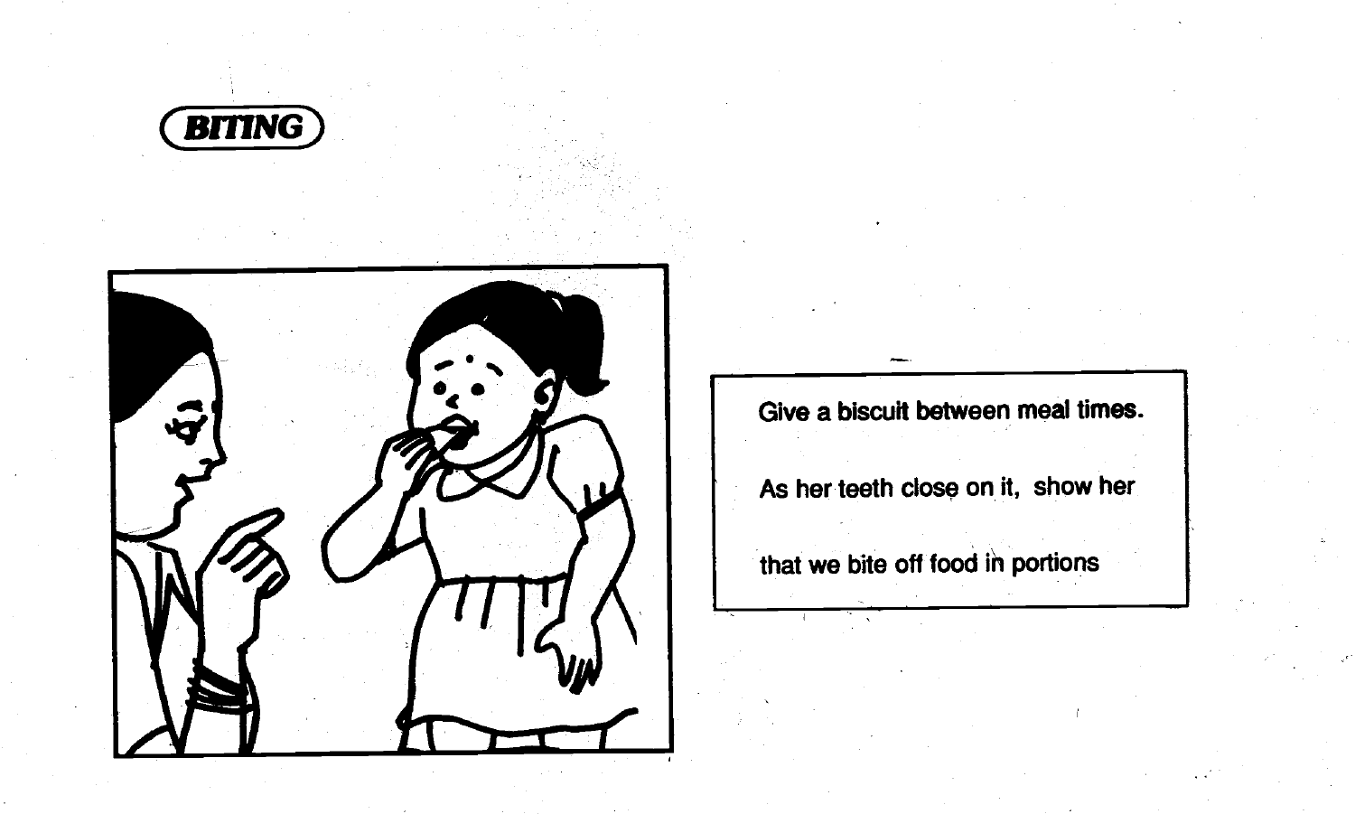## BITING

Give a biscuit between meal times.

As her teeth close on it, show her that we bite off food in portions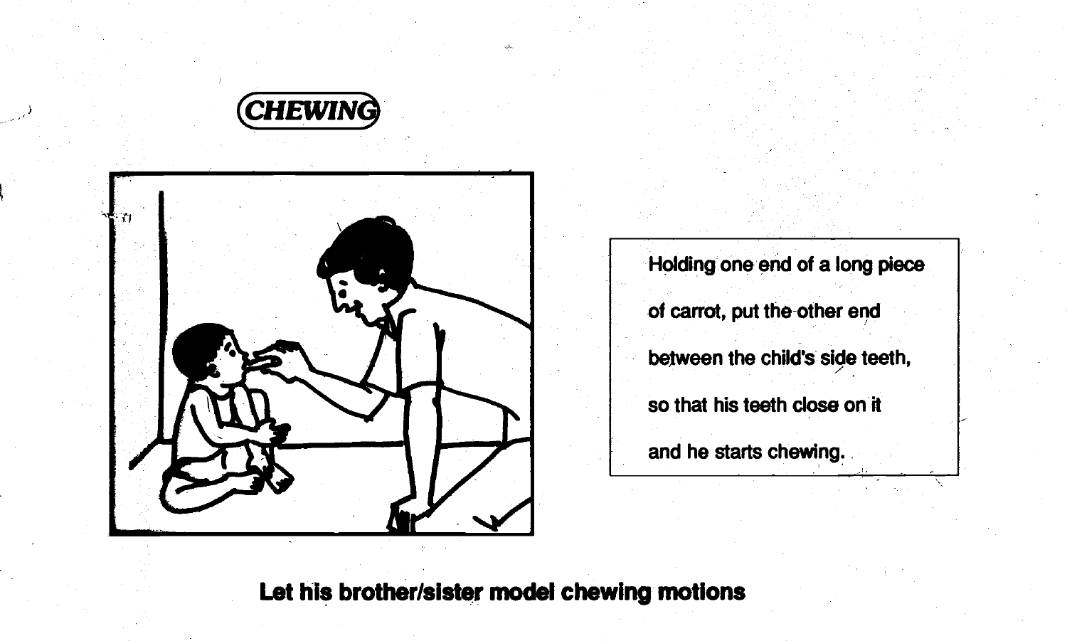## CHEWING

Holding one end of a long piece of carrot, put the other end between the child's side teeth, so that his teeth close on it and he starts chewing.

**Let his brother/sister model chewing motions**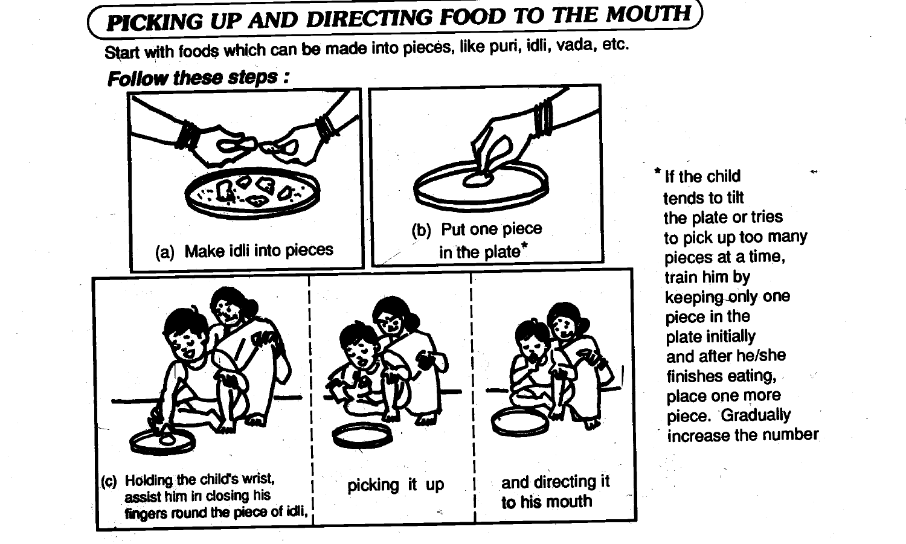# PICKING UP AND DIRECTING FOOD TO THE MOUTH

Start with foods which can be made into pieces, like puri, idli, vada, etc.

***Follow these steps :***

(a) Make idli into pieces

(b) Put one piece in the plate*

(c) Holding the child's wrist, assist him in closing his fingers round the piece of idli,

picking it up

and directing it to his mouth

\* If the child tends to tilt the plate or tries to pick up too many pieces at a time, train him by keeping only one piece in the plate initially and after he/she finishes eating, place one more piece. Gradually increase the number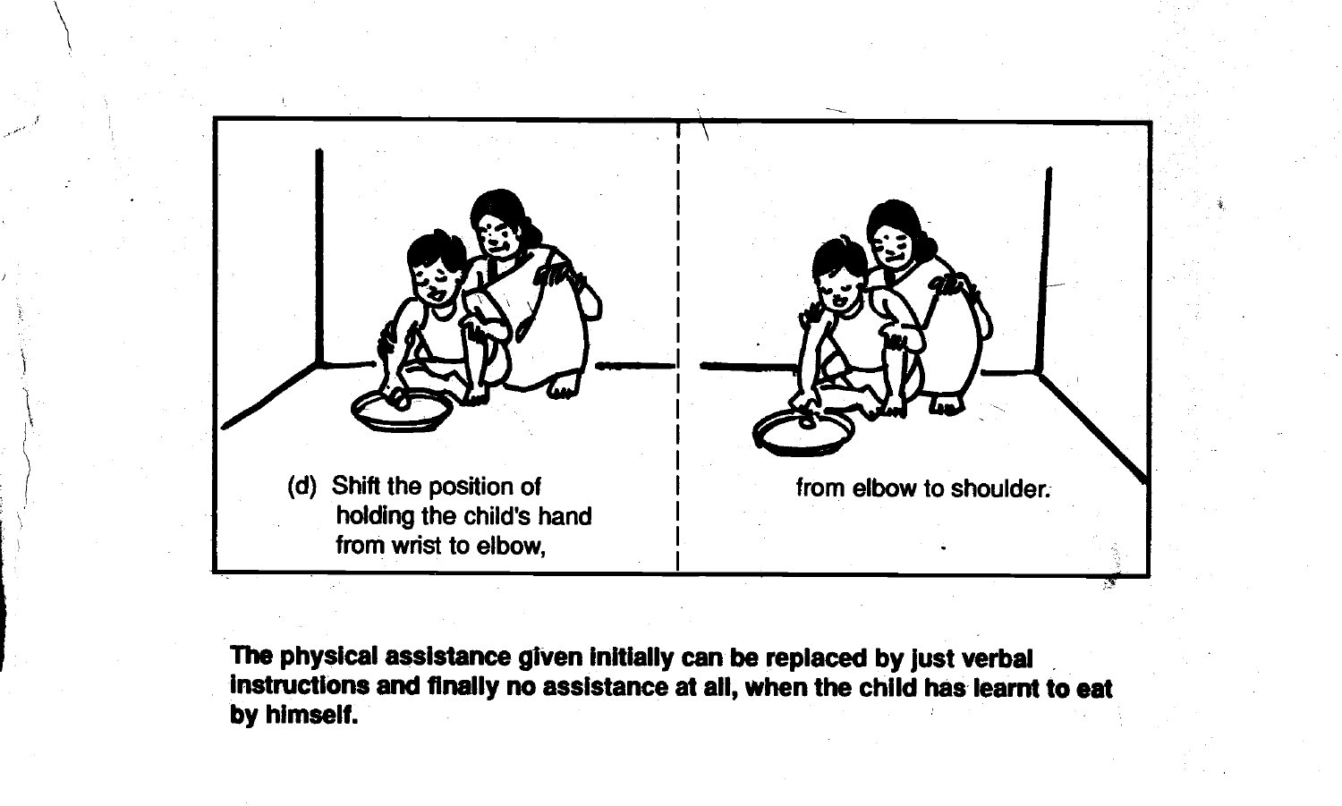(d) Shift the position of holding the child's hand from wrist to elbow,

from elbow to shoulder.

**The physical assistance given initially can be replaced by just verbal instructions and finally no assistance at all, when the child has learnt to eat by himself.**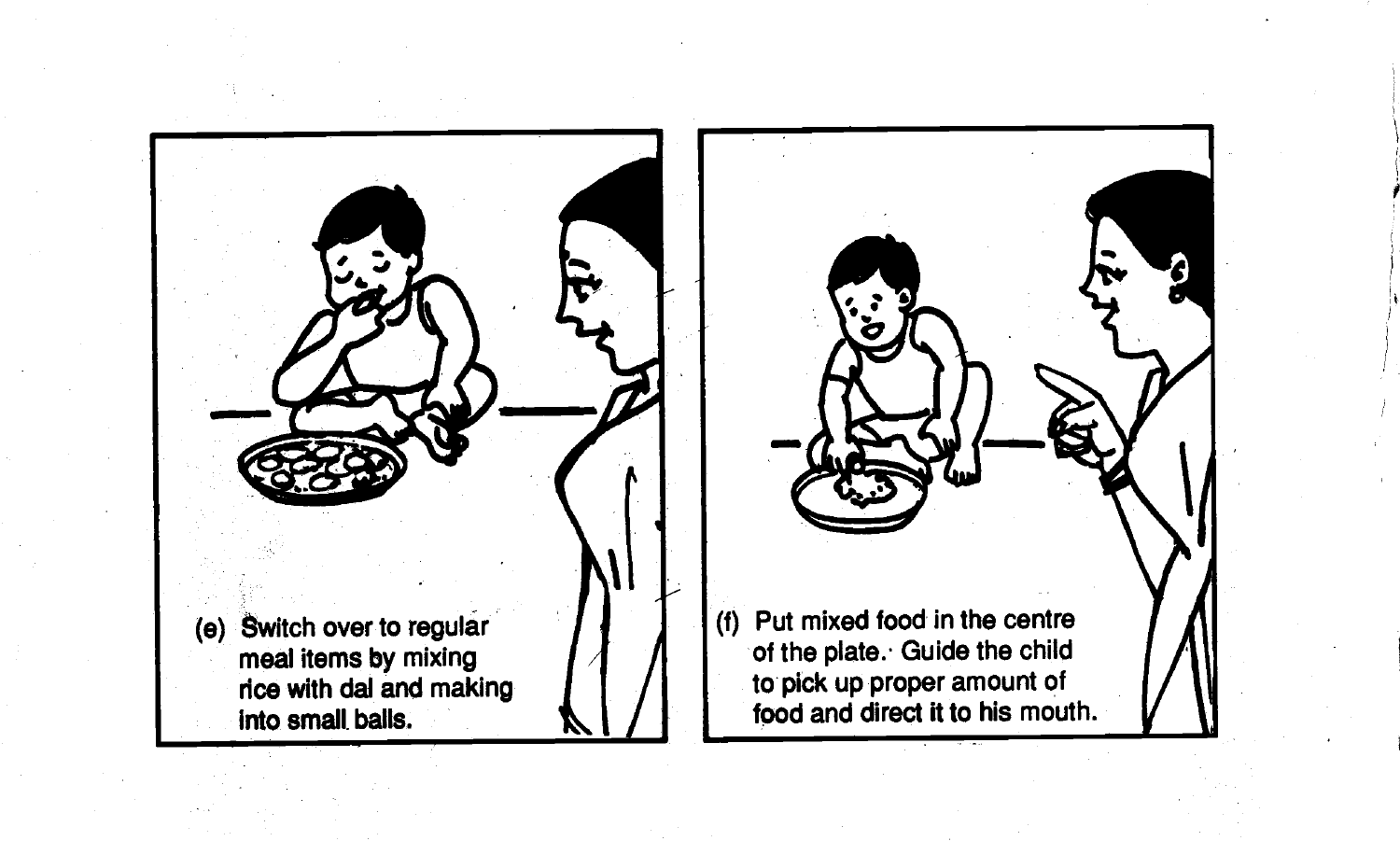(e) Switch over to regular meal items by mixing rice with dal and making into small balls.

(f) Put mixed food in the centre of the plate. Guide the child to pick up proper amount of food and direct it to his mouth.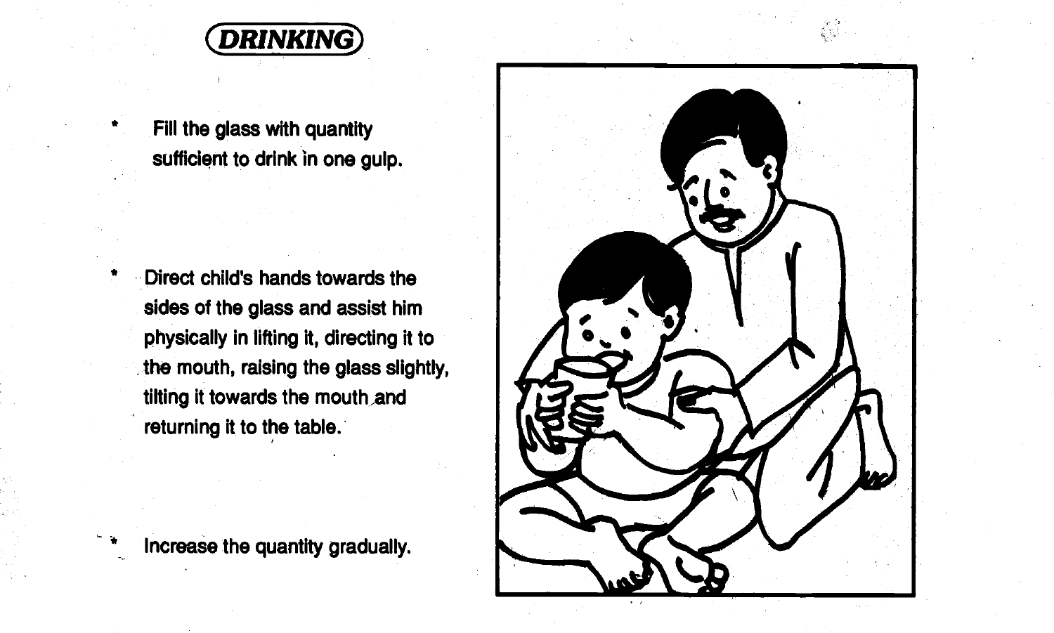# DRINKING

* Fill the glass with quantity sufficient to drink in one gulp.

* Direct child's hands towards the sides of the glass and assist him physically in lifting it, directing it to the mouth, raising the glass slightly, tilting it towards the mouth and returning it to the table.

* Increase the quantity gradually.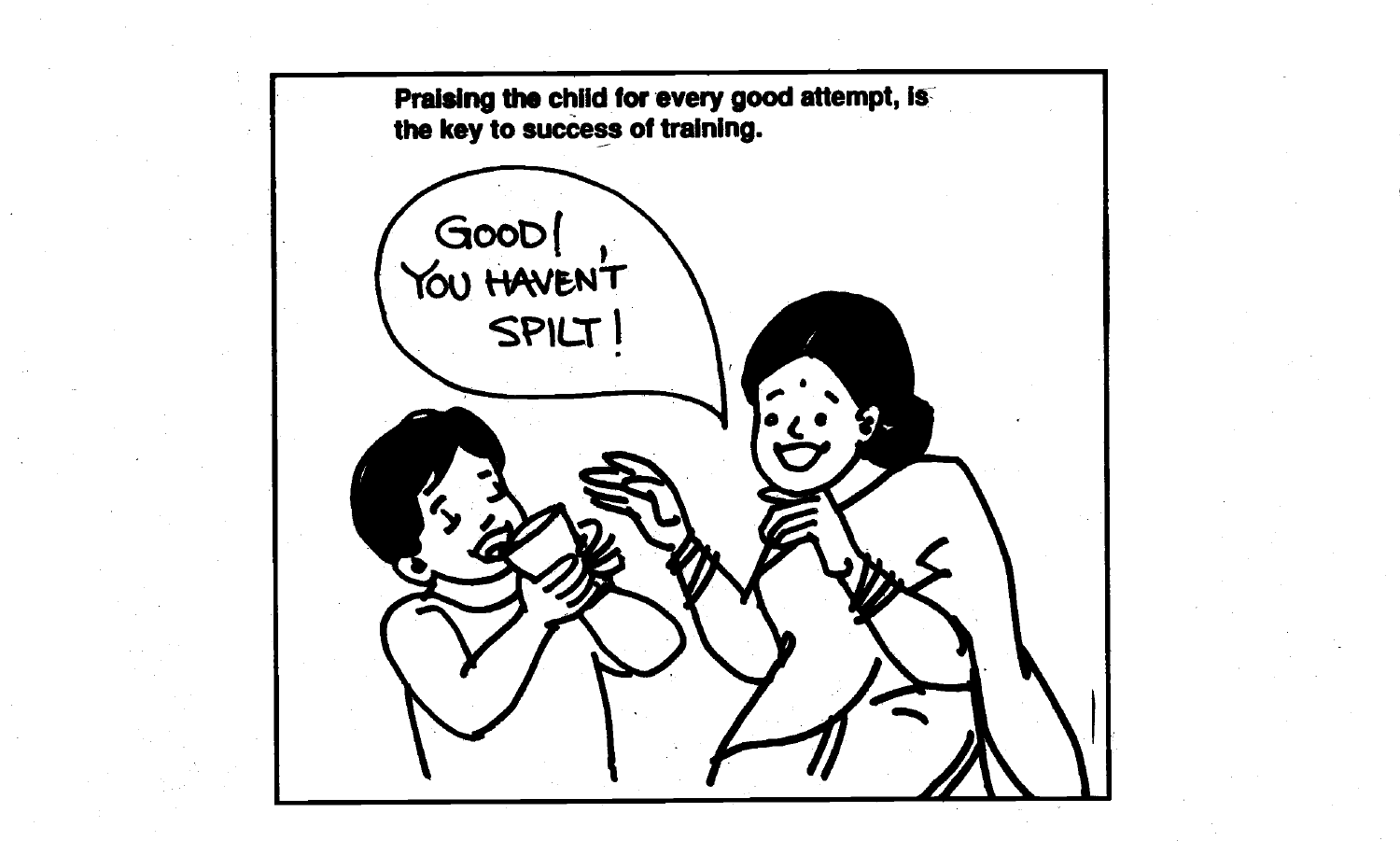Praising the child for every good attempt, is the key to success of training.

GOOD! YOU HAVEN'T SPILT!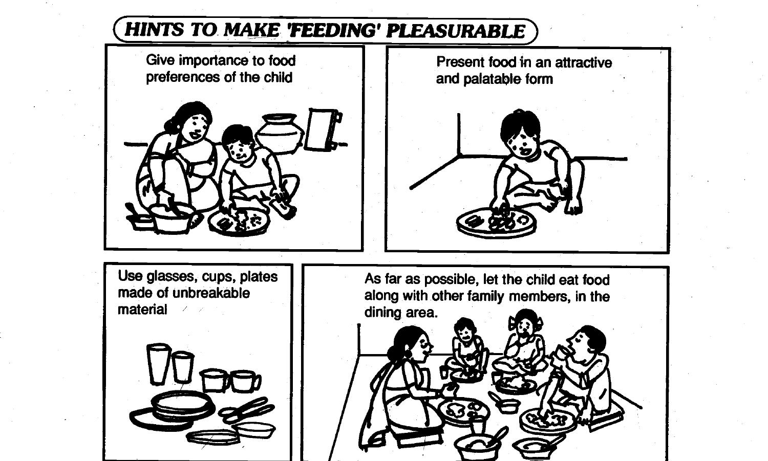## *HINTS TO MAKE 'FEEDING' PLEASURABLE*

Give importance to food preferences of the child

Present food in an attractive and palatable form

Use glasses, cups, plates made of unbreakable material

As far as possible, let the child eat food along with other family members, in the dining area.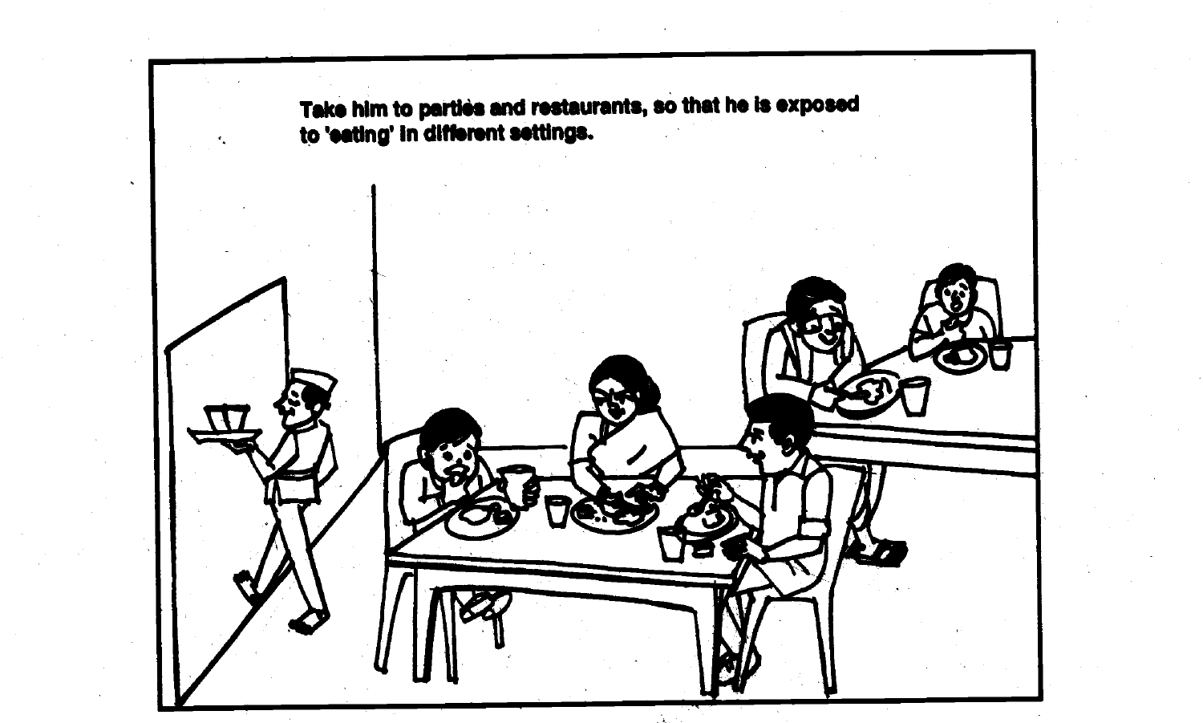Take him to parties and restaurants, so that he is exposed to 'eating' in different settings.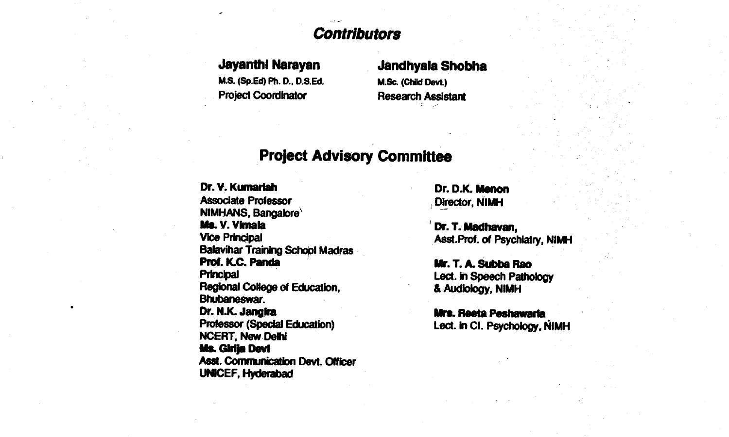## *Contributors*

**Jayanthi Narayan**
M.S. (Sp.Ed) Ph. D., D.S.Ed.
Project Coordinator

**Jandhyala Shobha**
M.Sc. (Child Devt.)
Research Assistant

## Project Advisory Committee

**Dr. V. Kumariah**
Associate Professor
NIMHANS, Bangalore

**Ms. V. Vimala**
Vice Principal
Balavihar Training School Madras

**Prof. K.C. Panda**
Principal
Regional College of Education,
Bhubaneswar.

**Dr. N.K. Jangira**
Professor (Special Education)
NCERT, New Delhi

**Ms. Girija Devi**
Asst. Communication Devt. Officer
UNICEF, Hyderabad

**Dr. D.K. Menon**
Director, NIMH

**Dr. T. Madhavan,**
Asst.Prof. of Psychiatry, NIMH

**Mr. T. A. Subba Rao**
Lect. in Speech Pathology
& Audiology, NIMH

**Mrs. Reeta Peshawaria**
Lect. in Cl. Psychology, NIMH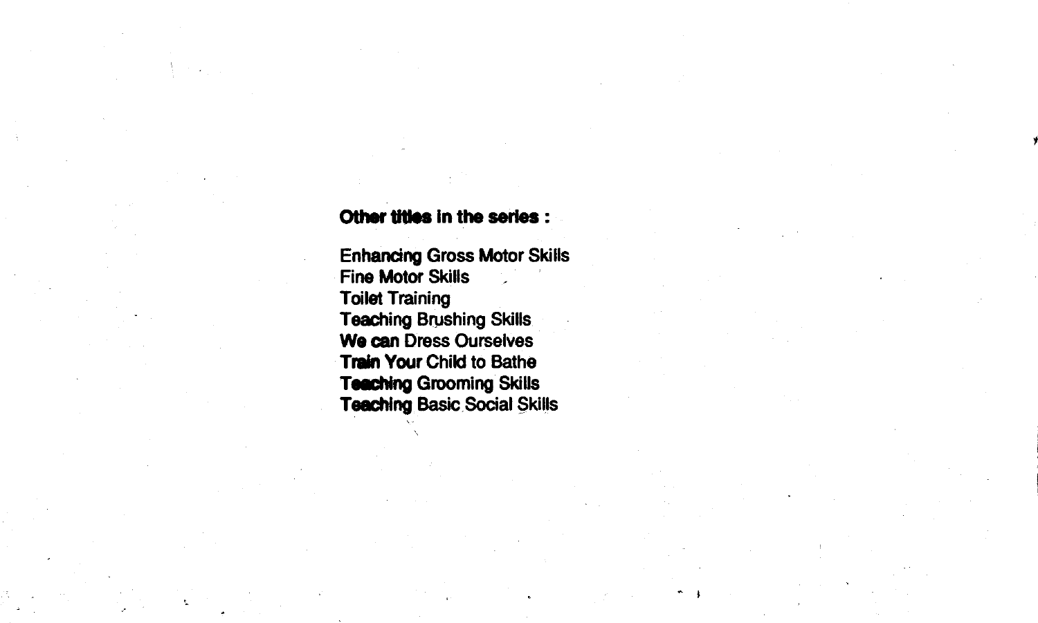**Other titles in the series :**

Enhancing Gross Motor Skills
Fine Motor Skills
Toilet Training
Teaching Brushing Skills
We can Dress Ourselves
Train Your Child to Bathe
Teaching Grooming Skills
Teaching Basic Social Skills